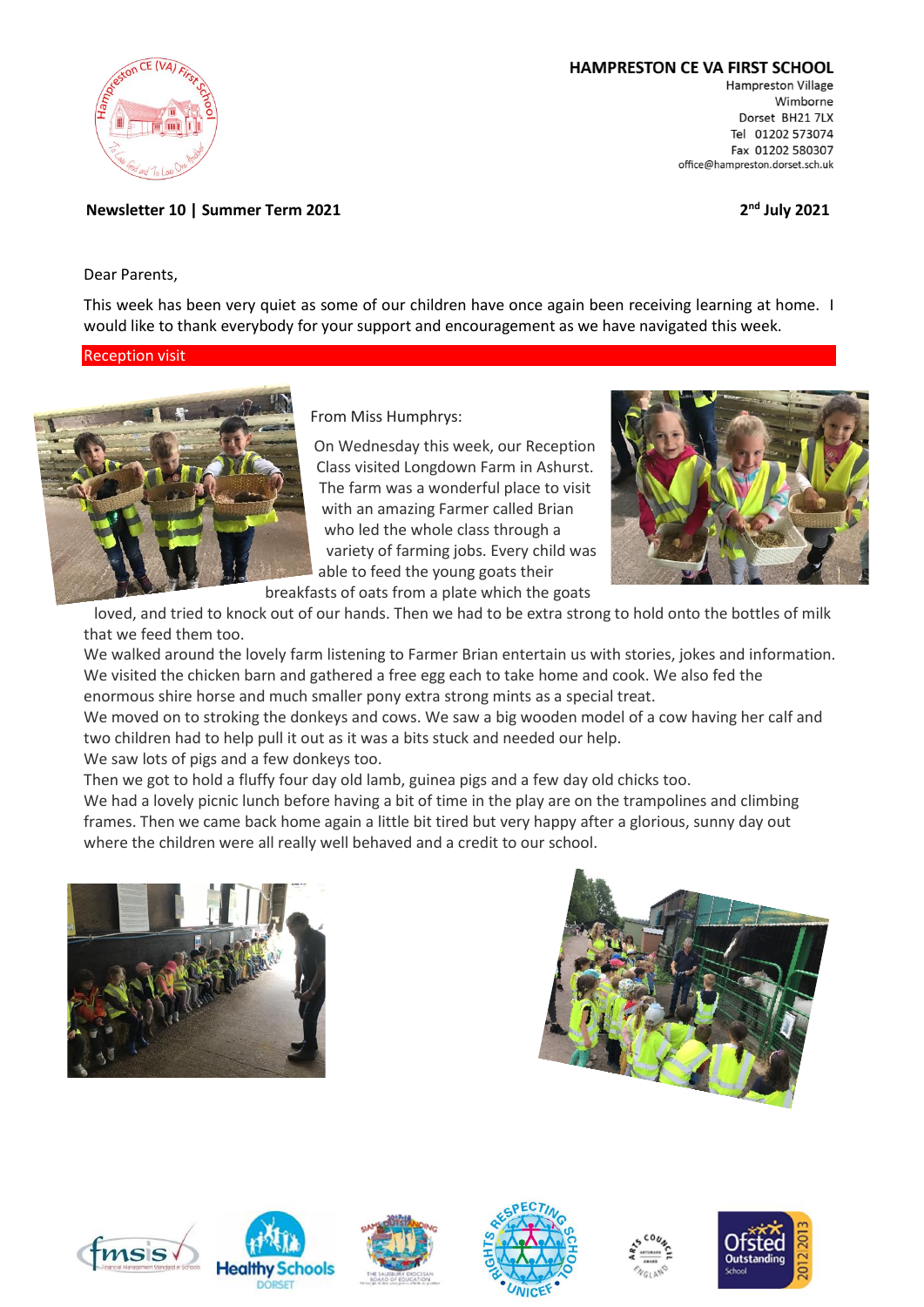**HAMPRESTON CE VA FIRST SCHOOL**
Hampreston Village
Wimborne
Dorset BH21 7LX
Tel 01202 573074
Fax 01202 580307
office@hampreston.dorset.sch.uk

**Newsletter 10 | Summer Term 2021**

**2nd July 2021**

Dear Parents,

This week has been very quiet as some of our children have once again been receiving learning at home. I would like to thank everybody for your support and encouragement as we have navigated this week.

## Reception visit

From Miss Humphrys:

On Wednesday this week, our Reception Class visited Longdown Farm in Ashurst. The farm was a wonderful place to visit with an amazing Farmer called Brian who led the whole class through a variety of farming jobs. Every child was able to feed the young goats their breakfasts of oats from a plate which the goats loved, and tried to knock out of our hands. Then we had to be extra strong to hold onto the bottles of milk that we feed them too.

We walked around the lovely farm listening to Farmer Brian entertain us with stories, jokes and information. We visited the chicken barn and gathered a free egg each to take home and cook. We also fed the enormous shire horse and much smaller pony extra strong mints as a special treat.

We moved on to stroking the donkeys and cows. We saw a big wooden model of a cow having her calf and two children had to help pull it out as it was a bits stuck and needed our help.

We saw lots of pigs and a few donkeys too.

Then we got to hold a fluffy four day old lamb, guinea pigs and a few day old chicks too.

We had a lovely picnic lunch before having a bit of time in the play are on the trampolines and climbing frames. Then we came back home again a little bit tired but very happy after a glorious, sunny day out where the children were all really well behaved and a credit to our school.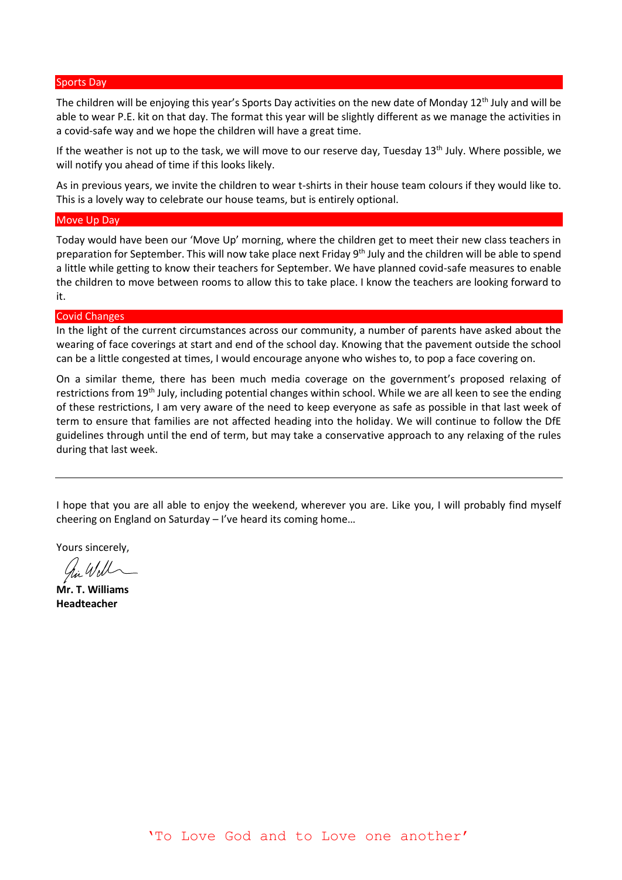## Sports Day

The children will be enjoying this year's Sports Day activities on the new date of Monday 12th July and will be able to wear P.E. kit on that day. The format this year will be slightly different as we manage the activities in a covid-safe way and we hope the children will have a great time.

If the weather is not up to the task, we will move to our reserve day, Tuesday 13th July. Where possible, we will notify you ahead of time if this looks likely.

As in previous years, we invite the children to wear t-shirts in their house team colours if they would like to. This is a lovely way to celebrate our house teams, but is entirely optional.

## Move Up Day

Today would have been our 'Move Up' morning, where the children get to meet their new class teachers in preparation for September. This will now take place next Friday 9th July and the children will be able to spend a little while getting to know their teachers for September. We have planned covid-safe measures to enable the children to move between rooms to allow this to take place. I know the teachers are looking forward to it.

## Covid Changes

In the light of the current circumstances across our community, a number of parents have asked about the wearing of face coverings at start and end of the school day. Knowing that the pavement outside the school can be a little congested at times, I would encourage anyone who wishes to, to pop a face covering on.

On a similar theme, there has been much media coverage on the government's proposed relaxing of restrictions from 19th July, including potential changes within school. While we are all keen to see the ending of these restrictions, I am very aware of the need to keep everyone as safe as possible in that last week of term to ensure that families are not affected heading into the holiday. We will continue to follow the DfE guidelines through until the end of term, but may take a conservative approach to any relaxing of the rules during that last week.

---

I hope that you are all able to enjoy the weekend, wherever you are. Like you, I will probably find myself cheering on England on Saturday – I've heard its coming home…

Yours sincerely,

**Mr. T. Williams**
**Headteacher**

'To Love God and to Love one another'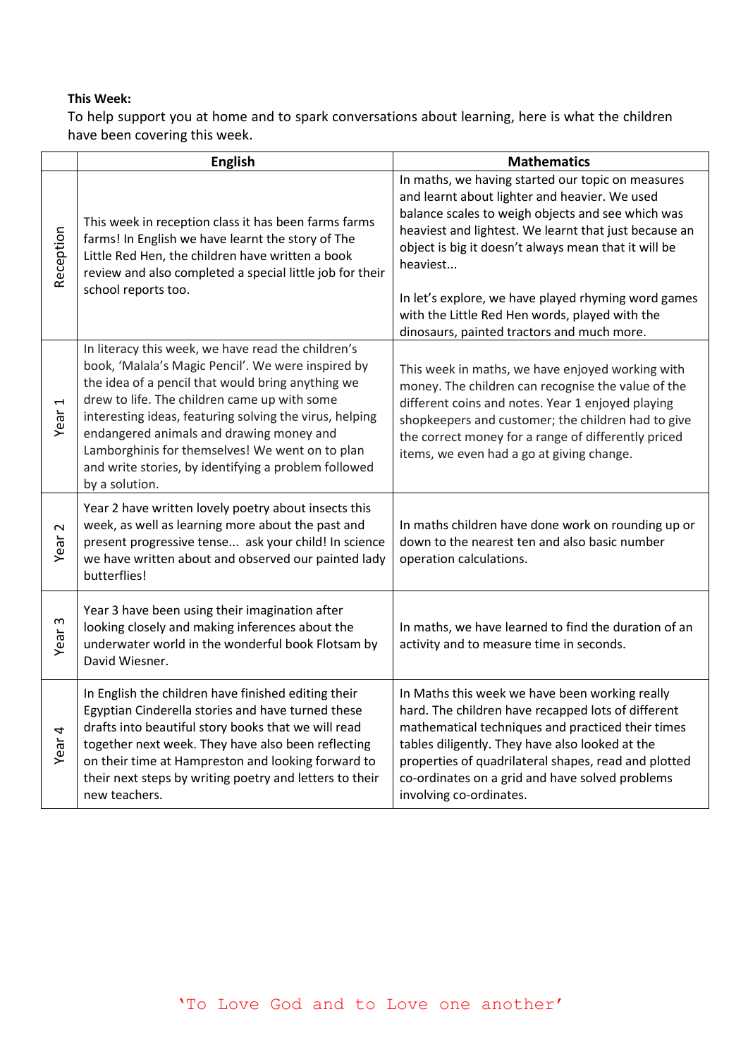**This Week:**

To help support you at home and to spark conversations about learning, here is what the children have been covering this week.

| | English | Mathematics |
|---|---|---|
| Reception | This week in reception class it has been farms farms farms! In English we have learnt the story of The Little Red Hen, the children have written a book review and also completed a special little job for their school reports too. | In maths, we having started our topic on measures and learnt about lighter and heavier. We used balance scales to weigh objects and see which was heaviest and lightest. We learnt that just because an object is big it doesn't always mean that it will be heaviest...<br><br>In let's explore, we have played rhyming word games with the Little Red Hen words, played with the dinosaurs, painted tractors and much more. |
| Year 1 | In literacy this week, we have read the children's book, 'Malala's Magic Pencil'. We were inspired by the idea of a pencil that would bring anything we drew to life. The children came up with some interesting ideas, featuring solving the virus, helping endangered animals and drawing money and Lamborghinis for themselves! We went on to plan and write stories, by identifying a problem followed by a solution. | This week in maths, we have enjoyed working with money. The children can recognise the value of the different coins and notes. Year 1 enjoyed playing shopkeepers and customer; the children had to give the correct money for a range of differently priced items, we even had a go at giving change. |
| Year 2 | Year 2 have written lovely poetry about insects this week, as well as learning more about the past and present progressive tense... ask your child! In science we have written about and observed our painted lady butterflies! | In maths children have done work on rounding up or down to the nearest ten and also basic number operation calculations. |
| Year 3 | Year 3 have been using their imagination after looking closely and making inferences about the underwater world in the wonderful book Flotsam by David Wiesner. | In maths, we have learned to find the duration of an activity and to measure time in seconds. |
| Year 4 | In English the children have finished editing their Egyptian Cinderella stories and have turned these drafts into beautiful story books that we will read together next week. They have also been reflecting on their time at Hampreston and looking forward to their next steps by writing poetry and letters to their new teachers. | In Maths this week we have been working really hard. The children have recapped lots of different mathematical techniques and practiced their times tables diligently. They have also looked at the properties of quadrilateral shapes, read and plotted co-ordinates on a grid and have solved problems involving co-ordinates. |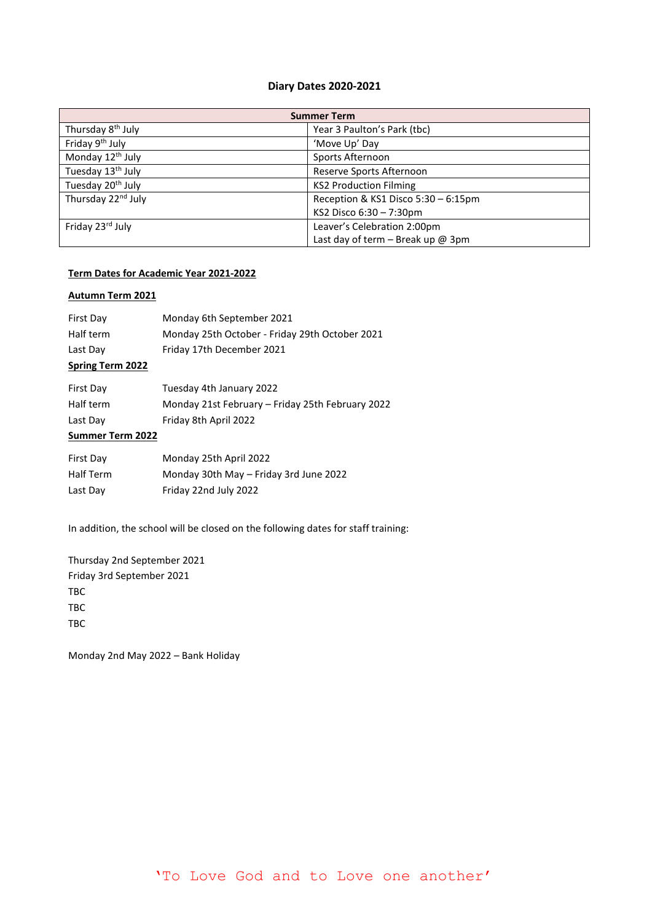# Diary Dates 2020-2021

| Summer Term | |
|---|---|
| Thursday 8th July | Year 3 Paulton's Park (tbc) |
| Friday 9th July | 'Move Up' Day |
| Monday 12th July | Sports Afternoon |
| Tuesday 13th July | Reserve Sports Afternoon |
| Tuesday 20th July | KS2 Production Filming |
| Thursday 22nd July | Reception & KS1 Disco 5:30 – 6:15pm<br>KS2 Disco 6:30 – 7:30pm |
| Friday 23rd July | Leaver's Celebration 2:00pm<br>Last day of term – Break up @ 3pm |

**Term Dates for Academic Year 2021-2022**

**Autumn Term 2021**

First Day Monday 6th September 2021
Half term Monday 25th October - Friday 29th October 2021
Last Day Friday 17th December 2021

**Spring Term 2022**

First Day Tuesday 4th January 2022
Half term Monday 21st February – Friday 25th February 2022
Last Day Friday 8th April 2022

**Summer Term 2022**

First Day Monday 25th April 2022
Half Term Monday 30th May – Friday 3rd June 2022
Last Day Friday 22nd July 2022

In addition, the school will be closed on the following dates for staff training:

Thursday 2nd September 2021
Friday 3rd September 2021
TBC
TBC
TBC

Monday 2nd May 2022 – Bank Holiday

'To Love God and to Love one another'